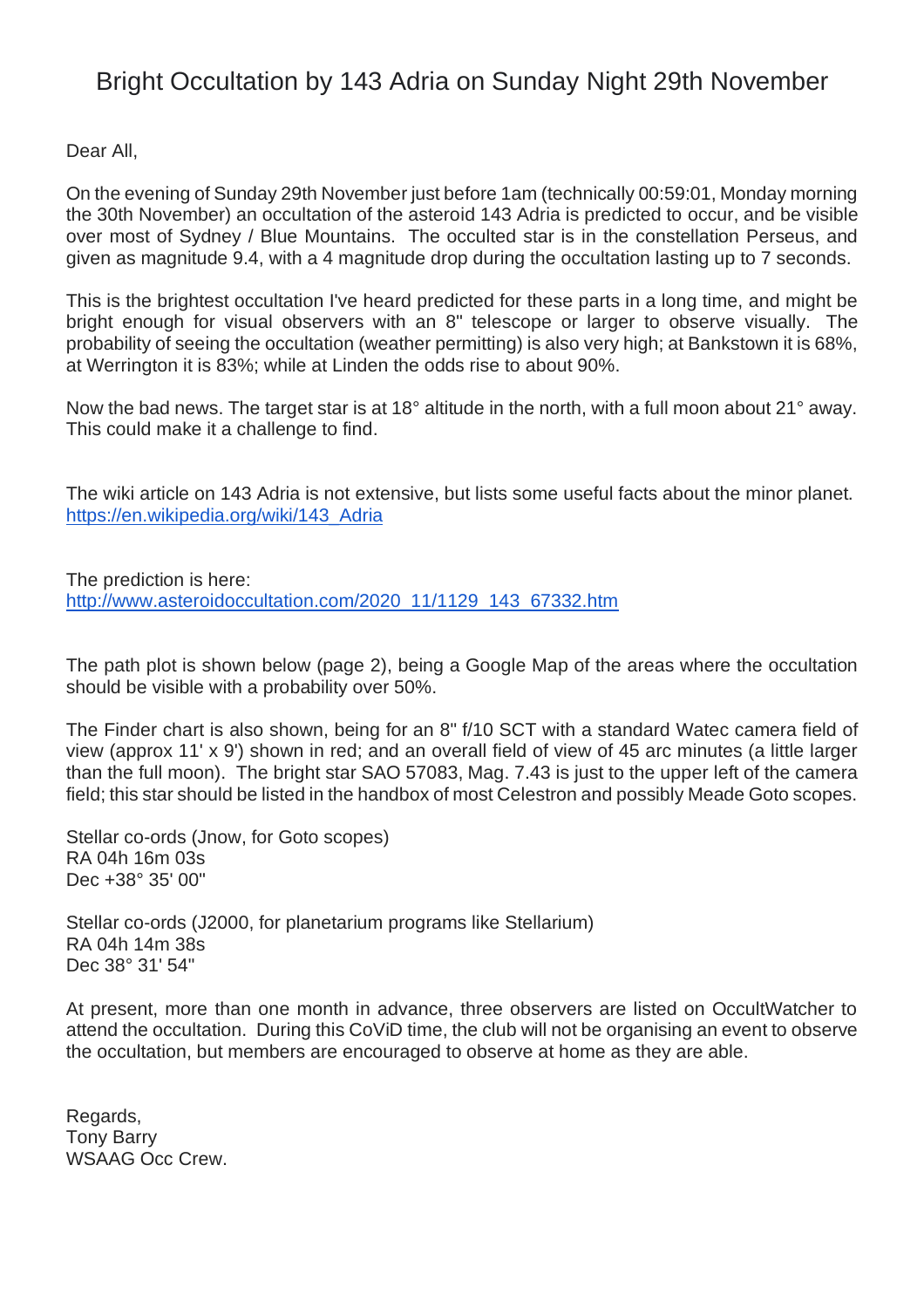# Bright Occultation by 143 Adria on Sunday Night 29th November

Dear All,

On the evening of Sunday 29th November just before 1am (technically 00:59:01, Monday morning the 30th November) an occultation of the asteroid 143 Adria is predicted to occur, and be visible over most of Sydney / Blue Mountains. The occulted star is in the constellation Perseus, and given as magnitude 9.4, with a 4 magnitude drop during the occultation lasting up to 7 seconds.

This is the brightest occultation I've heard predicted for these parts in a long time, and might be bright enough for visual observers with an 8" telescope or larger to observe visually. The probability of seeing the occultation (weather permitting) is also very high; at Bankstown it is 68%, at Werrington it is 83%; while at Linden the odds rise to about 90%.

Now the bad news. The target star is at 18° altitude in the north, with a full moon about 21° away. This could make it a challenge to find.

The wiki article on 143 Adria is not extensive, but lists some useful facts about the minor planet.
[https://en.wikipedia.org/wiki/143_Adria](https://en.wikipedia.org/wiki/143_Adria)

The prediction is here:
[http://www.asteroidoccultation.com/2020_11/1129_143_67332.htm](http://www.asteroidoccultation.com/2020_11/1129_143_67332.htm)

The path plot is shown below (page 2), being a Google Map of the areas where the occultation should be visible with a probability over 50%.

The Finder chart is also shown, being for an 8" f/10 SCT with a standard Watec camera field of view (approx 11' x 9') shown in red; and an overall field of view of 45 arc minutes (a little larger than the full moon). The bright star SAO 57083, Mag. 7.43 is just to the upper left of the camera field; this star should be listed in the handbox of most Celestron and possibly Meade Goto scopes.

Stellar co-ords (Jnow, for Goto scopes)
RA 04h 16m 03s
Dec +38° 35' 00"

Stellar co-ords (J2000, for planetarium programs like Stellarium)
RA 04h 14m 38s
Dec 38° 31' 54"

At present, more than one month in advance, three observers are listed on OccultWatcher to attend the occultation. During this CoViD time, the club will not be organising an event to observe the occultation, but members are encouraged to observe at home as they are able.

Regards,
Tony Barry
WSAAG Occ Crew.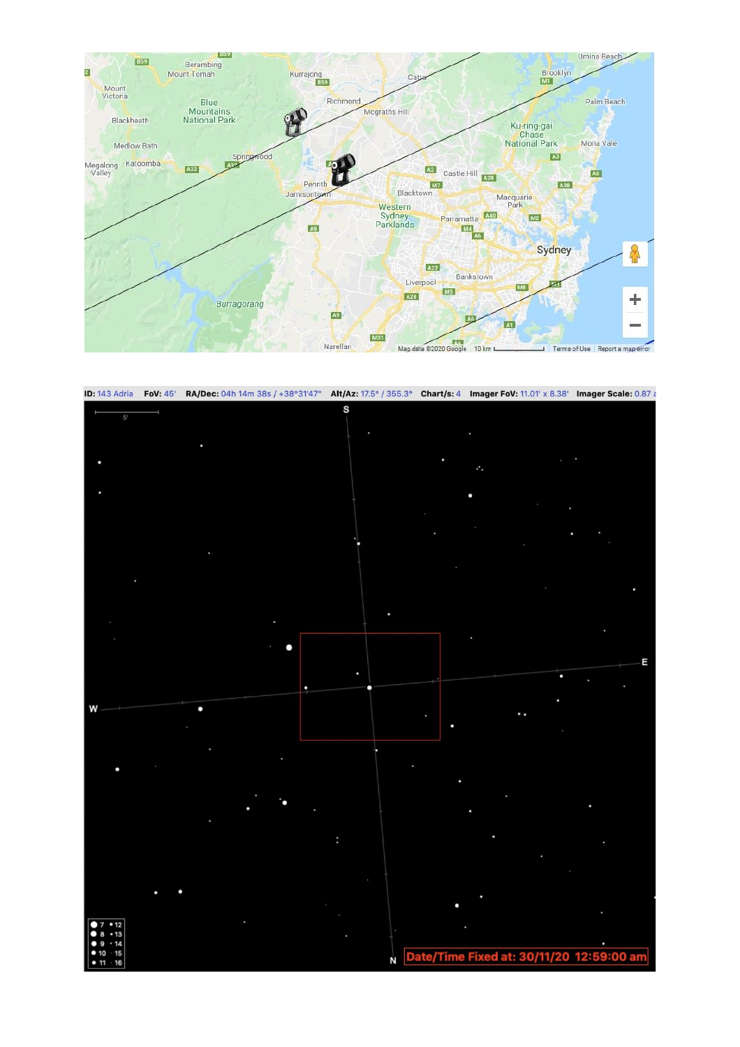ID: 143 Adria FoV: 45' RA/Dec: 04h 14m 38s / +38°31'47" Alt/Az: 17.5° / 355.3° Chart/s: 4 Imager FoV: 11.01' x 8.38' Imager Scale: 0.87

Date/Time Fixed at: 30/11/20 12:59:00 am